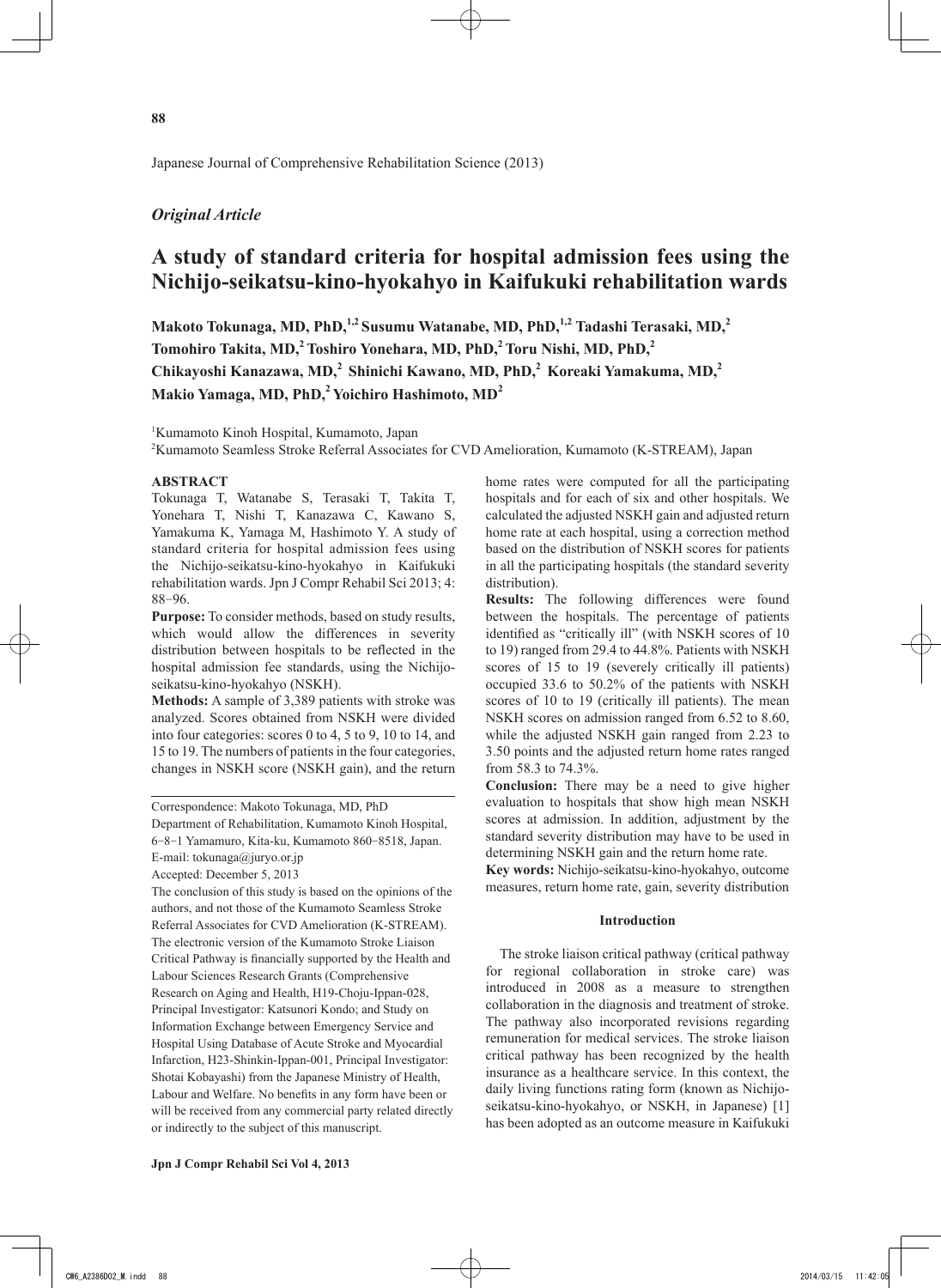*Original Article*

# A study of standard criteria for hospital admission fees using the Nichijo-seikatsu-kino-hyokahyo in Kaifukuki rehabilitation wards

**Makoto Tokunaga, MD, PhD,[1,2] Susumu Watanabe, MD, PhD,[1,2] Tadashi Terasaki, MD,[2] Tomohiro Takita, MD,[2] Toshiro Yonehara, MD, PhD,[2] Toru Nishi, MD, PhD,[2] Chikayoshi Kanazawa, MD,[2] Shinichi Kawano, MD, PhD,[2] Koreaki Yamakuma, MD,[2] Makio Yamaga, MD, PhD,[2] Yoichiro Hashimoto, MD[2]**

[1]Kumamoto Kinoh Hospital, Kumamoto, Japan
[2]Kumamoto Seamless Stroke Referral Associates for CVD Amelioration, Kumamoto (K-STREAM), Japan

## ABSTRACT

Tokunaga T, Watanabe S, Terasaki T, Takita T, Yonehara T, Nishi T, Kanazawa C, Kawano S, Yamakuma K, Yamaga M, Hashimoto Y. A study of standard criteria for hospital admission fees using the Nichijo-seikatsu-kino-hyokahyo in Kaifukuki rehabilitation wards. Jpn J Compr Rehabil Sci 2013; 4: 88−96.

**Purpose:** To consider methods, based on study results, which would allow the differences in severity distribution between hospitals to be reflected in the hospital admission fee standards, using the Nichijo-seikatsu-kino-hyokahyo (NSKH).

**Methods:** A sample of 3,389 patients with stroke was analyzed. Scores obtained from NSKH were divided into four categories: scores 0 to 4, 5 to 9, 10 to 14, and 15 to 19. The numbers of patients in the four categories, changes in NSKH score (NSKH gain), and the return home rates were computed for all the participating hospitals and for each of six and other hospitals. We calculated the adjusted NSKH gain and adjusted return home rate at each hospital, using a correction method based on the distribution of NSKH scores for patients in all the participating hospitals (the standard severity distribution).

**Results:** The following differences were found between the hospitals. The percentage of patients identified as "critically ill" (with NSKH scores of 10 to 19) ranged from 29.4 to 44.8%. Patients with NSKH scores of 15 to 19 (severely critically ill patients) occupied 33.6 to 50.2% of the patients with NSKH scores of 10 to 19 (critically ill patients). The mean NSKH scores on admission ranged from 6.52 to 8.60, while the adjusted NSKH gain ranged from 2.23 to 3.50 points and the adjusted return home rates ranged from 58.3 to 74.3%.

**Conclusion:** There may be a need to give higher evaluation to hospitals that show high mean NSKH scores at admission. In addition, adjustment by the standard severity distribution may have to be used in determining NSKH gain and the return home rate.

**Key words:** Nichijo-seikatsu-kino-hyokahyo, outcome measures, return home rate, gain, severity distribution

---

Correspondence: Makoto Tokunaga, MD, PhD
Department of Rehabilitation, Kumamoto Kinoh Hospital, 6−8−1 Yamamuro, Kita-ku, Kumamoto 860−8518, Japan.
E-mail: tokunaga@juryo.or.jp

Accepted: December 5, 2013

The conclusion of this study is based on the opinions of the authors, and not those of the Kumamoto Seamless Stroke Referral Associates for CVD Amelioration (K-STREAM). The electronic version of the Kumamoto Stroke Liaison Critical Pathway is financially supported by the Health and Labour Sciences Research Grants (Comprehensive Research on Aging and Health, H19-Choju-Ippan-028, Principal Investigator: Katsunori Kondo; and Study on Information Exchange between Emergency Service and Hospital Using Database of Acute Stroke and Myocardial Infarction, H23-Shinkin-Ippan-001, Principal Investigator: Shotai Kobayashi) from the Japanese Ministry of Health, Labour and Welfare. No benefits in any form have been or will be received from any commercial party related directly or indirectly to the subject of this manuscript.

---

## Introduction

The stroke liaison critical pathway (critical pathway for regional collaboration in stroke care) was introduced in 2008 as a measure to strengthen collaboration in the diagnosis and treatment of stroke. The pathway also incorporated revisions regarding remuneration for medical services. The stroke liaison critical pathway has been recognized by the health insurance as a healthcare service. In this context, the daily living functions rating form (known as Nichijo-seikatsu-kino-hyokahyo, or NSKH, in Japanese) [1] has been adopted as an outcome measure in Kaifukuki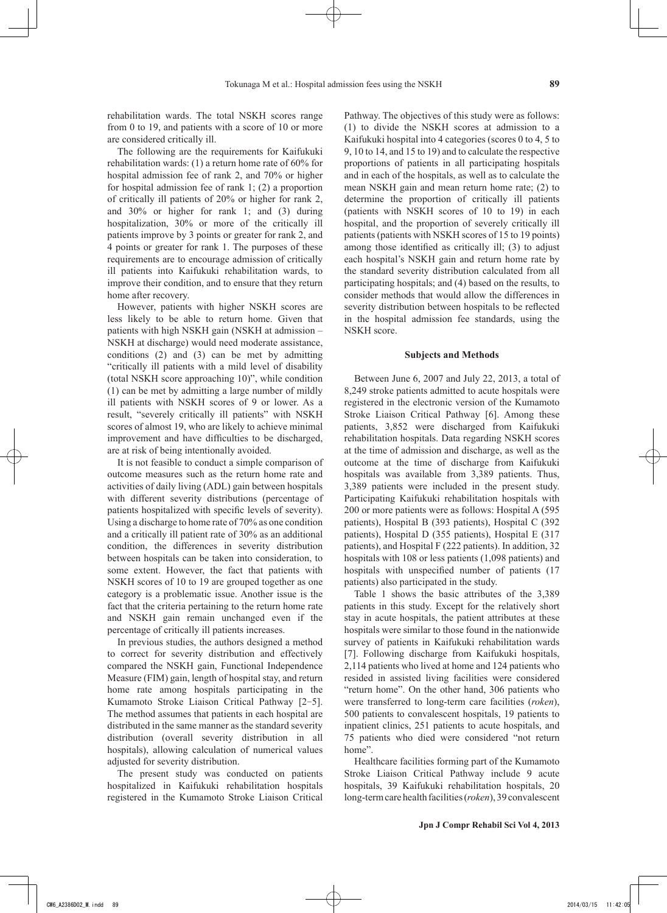rehabilitation wards. The total NSKH scores range from 0 to 19, and patients with a score of 10 or more are considered critically ill.

The following are the requirements for Kaifukuki rehabilitation wards: (1) a return home rate of 60% for hospital admission fee of rank 2, and 70% or higher for hospital admission fee of rank 1; (2) a proportion of critically ill patients of 20% or higher for rank 2, and 30% or higher for rank 1; and (3) during hospitalization, 30% or more of the critically ill patients improve by 3 points or greater for rank 2, and 4 points or greater for rank 1. The purposes of these requirements are to encourage admission of critically ill patients into Kaifukuki rehabilitation wards, to improve their condition, and to ensure that they return home after recovery.

However, patients with higher NSKH scores are less likely to be able to return home. Given that patients with high NSKH gain (NSKH at admission – NSKH at discharge) would need moderate assistance, conditions (2) and (3) can be met by admitting "critically ill patients with a mild level of disability (total NSKH score approaching 10)", while condition (1) can be met by admitting a large number of mildly ill patients with NSKH scores of 9 or lower. As a result, "severely critically ill patients" with NSKH scores of almost 19, who are likely to achieve minimal improvement and have difficulties to be discharged, are at risk of being intentionally avoided.

It is not feasible to conduct a simple comparison of outcome measures such as the return home rate and activities of daily living (ADL) gain between hospitals with different severity distributions (percentage of patients hospitalized with specific levels of severity). Using a discharge to home rate of 70% as one condition and a critically ill patient rate of 30% as an additional condition, the differences in severity distribution between hospitals can be taken into consideration, to some extent. However, the fact that patients with NSKH scores of 10 to 19 are grouped together as one category is a problematic issue. Another issue is the fact that the criteria pertaining to the return home rate and NSKH gain remain unchanged even if the percentage of critically ill patients increases.

In previous studies, the authors designed a method to correct for severity distribution and effectively compared the NSKH gain, Functional Independence Measure (FIM) gain, length of hospital stay, and return home rate among hospitals participating in the Kumamoto Stroke Liaison Critical Pathway [2–5]. The method assumes that patients in each hospital are distributed in the same manner as the standard severity distribution (overall severity distribution in all hospitals), allowing calculation of numerical values adjusted for severity distribution.

The present study was conducted on patients hospitalized in Kaifukuki rehabilitation hospitals registered in the Kumamoto Stroke Liaison Critical Pathway. The objectives of this study were as follows: (1) to divide the NSKH scores at admission to a Kaifukuki hospital into 4 categories (scores 0 to 4, 5 to 9, 10 to 14, and 15 to 19) and to calculate the respective proportions of patients in all participating hospitals and in each of the hospitals, as well as to calculate the mean NSKH gain and mean return home rate; (2) to determine the proportion of critically ill patients (patients with NSKH scores of 10 to 19) in each hospital, and the proportion of severely critically ill patients (patients with NSKH scores of 15 to 19 points) among those identified as critically ill; (3) to adjust each hospital's NSKH gain and return home rate by the standard severity distribution calculated from all participating hospitals; and (4) based on the results, to consider methods that would allow the differences in severity distribution between hospitals to be reflected in the hospital admission fee standards, using the NSKH score.

## Subjects and Methods

Between June 6, 2007 and July 22, 2013, a total of 8,249 stroke patients admitted to acute hospitals were registered in the electronic version of the Kumamoto Stroke Liaison Critical Pathway [6]. Among these patients, 3,852 were discharged from Kaifukuki rehabilitation hospitals. Data regarding NSKH scores at the time of admission and discharge, as well as the outcome at the time of discharge from Kaifukuki hospitals was available from 3,389 patients. Thus, 3,389 patients were included in the present study. Participating Kaifukuki rehabilitation hospitals with 200 or more patients were as follows: Hospital A (595 patients), Hospital B (393 patients), Hospital C (392 patients), Hospital D (355 patients), Hospital E (317 patients), and Hospital F (222 patients). In addition, 32 hospitals with 108 or less patients (1,098 patients) and hospitals with unspecified number of patients (17 patients) also participated in the study.

Table 1 shows the basic attributes of the 3,389 patients in this study. Except for the relatively short stay in acute hospitals, the patient attributes at these hospitals were similar to those found in the nationwide survey of patients in Kaifukuki rehabilitation wards [7]. Following discharge from Kaifukuki hospitals, 2,114 patients who lived at home and 124 patients who resided in assisted living facilities were considered "return home". On the other hand, 306 patients who were transferred to long-term care facilities (*roken*), 500 patients to convalescent hospitals, 19 patients to inpatient clinics, 251 patients to acute hospitals, and 75 patients who died were considered "not return home".

Healthcare facilities forming part of the Kumamoto Stroke Liaison Critical Pathway include 9 acute hospitals, 39 Kaifukuki rehabilitation hospitals, 20 long-term care health facilities (*roken*), 39 convalescent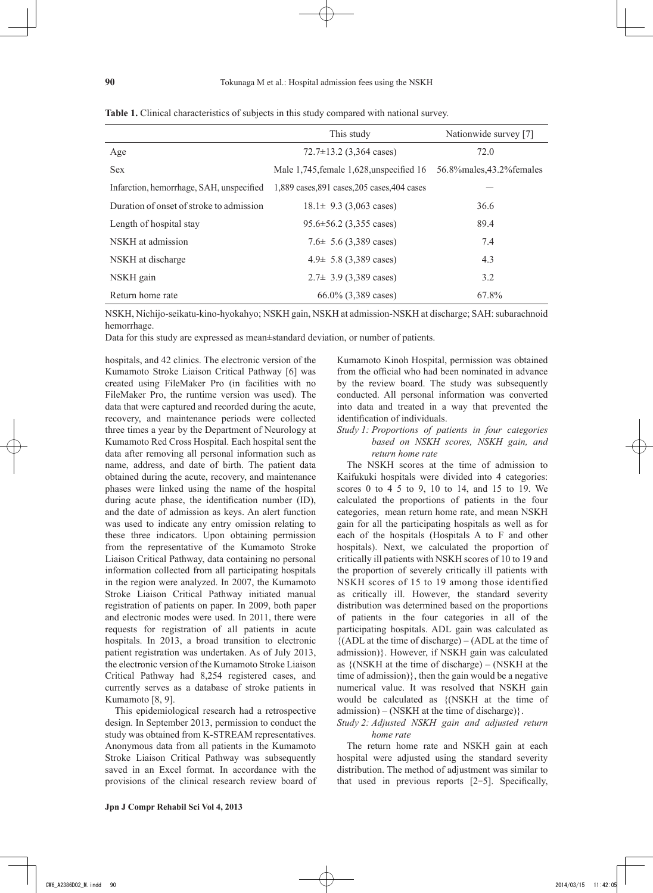**Table 1.** Clinical characteristics of subjects in this study compared with national survey.

| | This study | Nationwide survey [7] |
|---|---|---|
| Age | 72.7±13.2 (3,364 cases) | 72.0 |
| Sex | Male 1,745,female 1,628,unspecified 16 | 56.8%males,43.2%females |
| Infarction, hemorrhage, SAH, unspecified | 1,889 cases,891 cases,205 cases,404 cases | — |
| Duration of onset of stroke to admission | 18.1± 9.3 (3,063 cases) | 36.6 |
| Length of hospital stay | 95.6±56.2 (3,355 cases) | 89.4 |
| NSKH at admission | 7.6± 5.6 (3,389 cases) | 7.4 |
| NSKH at discharge | 4.9± 5.8 (3,389 cases) | 4.3 |
| NSKH gain | 2.7± 3.9 (3,389 cases) | 3.2 |
| Return home rate | 66.0% (3,389 cases) | 67.8% |

NSKH, Nichijo-seikatu-kino-hyokahyo; NSKH gain, NSKH at admission-NSKH at discharge; SAH: subarachnoid hemorrhage.

Data for this study are expressed as mean±standard deviation, or number of patients.

hospitals, and 42 clinics. The electronic version of the Kumamoto Stroke Liaison Critical Pathway [6] was created using FileMaker Pro (in facilities with no FileMaker Pro, the runtime version was used). The data that were captured and recorded during the acute, recovery, and maintenance periods were collected three times a year by the Department of Neurology at Kumamoto Red Cross Hospital. Each hospital sent the data after removing all personal information such as name, address, and date of birth. The patient data obtained during the acute, recovery, and maintenance phases were linked using the name of the hospital during acute phase, the identification number (ID), and the date of admission as keys. An alert function was used to indicate any entry omission relating to these three indicators. Upon obtaining permission from the representative of the Kumamoto Stroke Liaison Critical Pathway, data containing no personal information collected from all participating hospitals in the region were analyzed. In 2007, the Kumamoto Stroke Liaison Critical Pathway initiated manual registration of patients on paper. In 2009, both paper and electronic modes were used. In 2011, there were requests for registration of all patients in acute hospitals. In 2013, a broad transition to electronic patient registration was undertaken. As of July 2013, the electronic version of the Kumamoto Stroke Liaison Critical Pathway had 8,254 registered cases, and currently serves as a database of stroke patients in Kumamoto [8, 9].

This epidemiological research had a retrospective design. In September 2013, permission to conduct the study was obtained from K-STREAM representatives. Anonymous data from all patients in the Kumamoto Stroke Liaison Critical Pathway was subsequently saved in an Excel format. In accordance with the provisions of the clinical research review board of Kumamoto Kinoh Hospital, permission was obtained from the official who had been nominated in advance by the review board. The study was subsequently conducted. All personal information was converted into data and treated in a way that prevented the identification of individuals.

*Study 1: Proportions of patients in four categories based on NSKH scores, NSKH gain, and return home rate*

The NSKH scores at the time of admission to Kaifukuki hospitals were divided into 4 categories: scores 0 to 4 5 to 9, 10 to 14, and 15 to 19. We calculated the proportions of patients in the four categories, mean return home rate, and mean NSKH gain for all the participating hospitals as well as for each of the hospitals (Hospitals A to F and other hospitals). Next, we calculated the proportion of critically ill patients with NSKH scores of 10 to 19 and the proportion of severely critically ill patients with NSKH scores of 15 to 19 among those identified as critically ill. However, the standard severity distribution was determined based on the proportions of patients in the four categories in all of the participating hospitals. ADL gain was calculated as {(ADL at the time of discharge) – (ADL at the time of admission)}. However, if NSKH gain was calculated as {(NSKH at the time of discharge) – (NSKH at the time of admission)}, then the gain would be a negative numerical value. It was resolved that NSKH gain would be calculated as {(NSKH at the time of admission) – (NSKH at the time of discharge)}.

*Study 2: Adjusted NSKH gain and adjusted return home rate*

The return home rate and NSKH gain at each hospital were adjusted using the standard severity distribution. The method of adjustment was similar to that used in previous reports [2–5]. Specifically,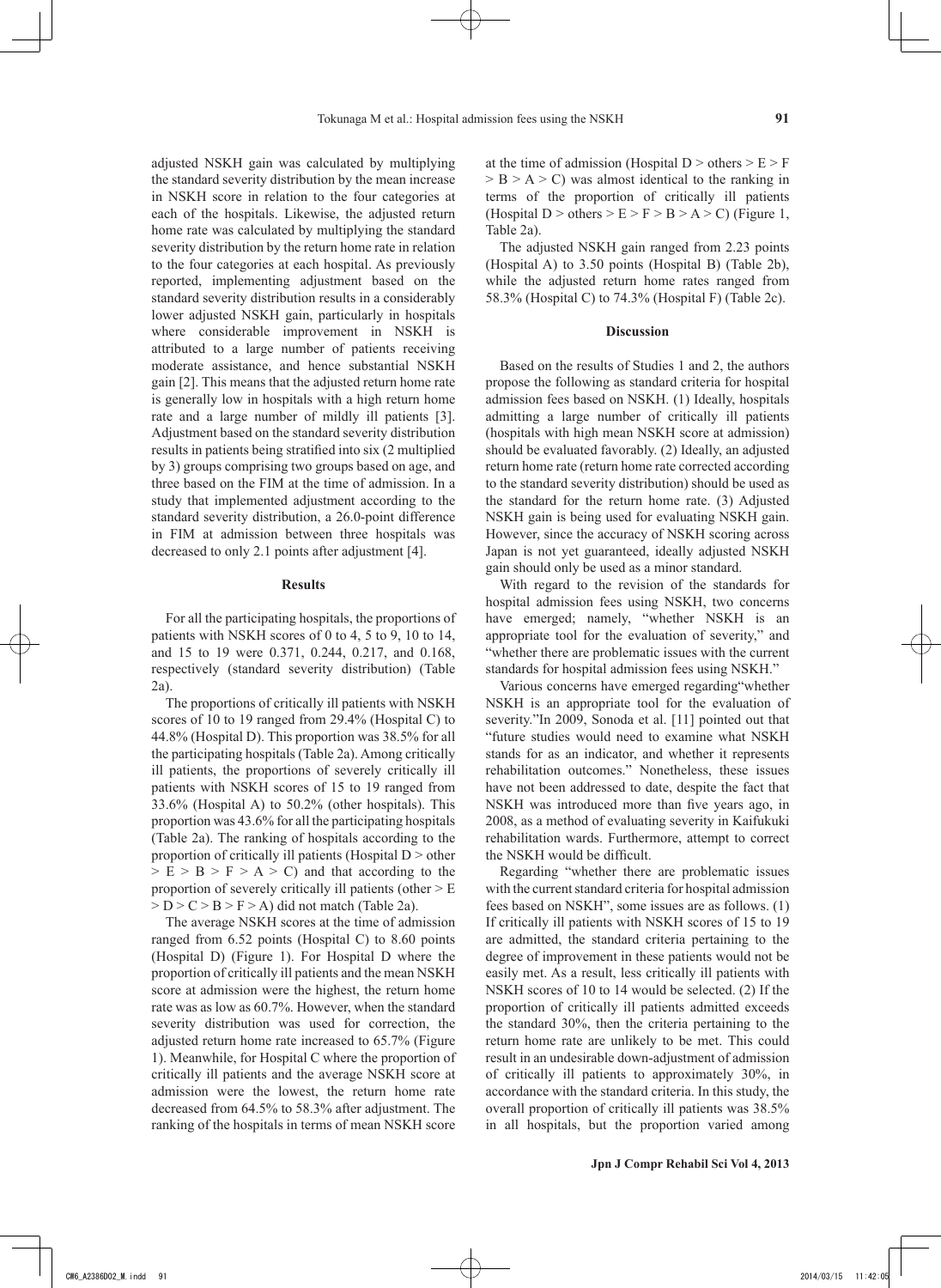adjusted NSKH gain was calculated by multiplying the standard severity distribution by the mean increase in NSKH score in relation to the four categories at each of the hospitals. Likewise, the adjusted return home rate was calculated by multiplying the standard severity distribution by the return home rate in relation to the four categories at each hospital. As previously reported, implementing adjustment based on the standard severity distribution results in a considerably lower adjusted NSKH gain, particularly in hospitals where considerable improvement in NSKH is attributed to a large number of patients receiving moderate assistance, and hence substantial NSKH gain [2]. This means that the adjusted return home rate is generally low in hospitals with a high return home rate and a large number of mildly ill patients [3]. Adjustment based on the standard severity distribution results in patients being stratified into six (2 multiplied by 3) groups comprising two groups based on age, and three based on the FIM at the time of admission. In a study that implemented adjustment according to the standard severity distribution, a 26.0-point difference in FIM at admission between three hospitals was decreased to only 2.1 points after adjustment [4].

## Results

For all the participating hospitals, the proportions of patients with NSKH scores of 0 to 4, 5 to 9, 10 to 14, and 15 to 19 were 0.371, 0.244, 0.217, and 0.168, respectively (standard severity distribution) (Table 2a).

The proportions of critically ill patients with NSKH scores of 10 to 19 ranged from 29.4% (Hospital C) to 44.8% (Hospital D). This proportion was 38.5% for all the participating hospitals (Table 2a). Among critically ill patients, the proportions of severely critically ill patients with NSKH scores of 15 to 19 ranged from 33.6% (Hospital A) to 50.2% (other hospitals). This proportion was 43.6% for all the participating hospitals (Table 2a). The ranking of hospitals according to the proportion of critically ill patients (Hospital D > other > E > B > F > A > C) and that according to the proportion of severely critically ill patients (other > E > D > C > B > F > A) did not match (Table 2a).

The average NSKH scores at the time of admission ranged from 6.52 points (Hospital C) to 8.60 points (Hospital D) (Figure 1). For Hospital D where the proportion of critically ill patients and the mean NSKH score at admission were the highest, the return home rate was as low as 60.7%. However, when the standard severity distribution was used for correction, the adjusted return home rate increased to 65.7% (Figure 1). Meanwhile, for Hospital C where the proportion of critically ill patients and the average NSKH score at admission were the lowest, the return home rate decreased from 64.5% to 58.3% after adjustment. The ranking of the hospitals in terms of mean NSKH score at the time of admission (Hospital D > others > E > F > B > A > C) was almost identical to the ranking in terms of the proportion of critically ill patients (Hospital D > others > E > F > B > A > C) (Figure 1, Table 2a).

The adjusted NSKH gain ranged from 2.23 points (Hospital A) to 3.50 points (Hospital B) (Table 2b), while the adjusted return home rates ranged from 58.3% (Hospital C) to 74.3% (Hospital F) (Table 2c).

## Discussion

Based on the results of Studies 1 and 2, the authors propose the following as standard criteria for hospital admission fees based on NSKH. (1) Ideally, hospitals admitting a large number of critically ill patients (hospitals with high mean NSKH score at admission) should be evaluated favorably. (2) Ideally, an adjusted return home rate (return home rate corrected according to the standard severity distribution) should be used as the standard for the return home rate. (3) Adjusted NSKH gain is being used for evaluating NSKH gain. However, since the accuracy of NSKH scoring across Japan is not yet guaranteed, ideally adjusted NSKH gain should only be used as a minor standard.

With regard to the revision of the standards for hospital admission fees using NSKH, two concerns have emerged; namely, "whether NSKH is an appropriate tool for the evaluation of severity," and "whether there are problematic issues with the current standards for hospital admission fees using NSKH."

Various concerns have emerged regarding"whether NSKH is an appropriate tool for the evaluation of severity."In 2009, Sonoda et al. [11] pointed out that "future studies would need to examine what NSKH stands for as an indicator, and whether it represents rehabilitation outcomes." Nonetheless, these issues have not been addressed to date, despite the fact that NSKH was introduced more than five years ago, in 2008, as a method of evaluating severity in Kaifukuki rehabilitation wards. Furthermore, attempt to correct the NSKH would be difficult.

Regarding "whether there are problematic issues with the current standard criteria for hospital admission fees based on NSKH", some issues are as follows. (1) If critically ill patients with NSKH scores of 15 to 19 are admitted, the standard criteria pertaining to the degree of improvement in these patients would not be easily met. As a result, less critically ill patients with NSKH scores of 10 to 14 would be selected. (2) If the proportion of critically ill patients admitted exceeds the standard 30%, then the criteria pertaining to the return home rate are unlikely to be met. This could result in an undesirable down-adjustment of admission of critically ill patients to approximately 30%, in accordance with the standard criteria. In this study, the overall proportion of critically ill patients was 38.5% in all hospitals, but the proportion varied among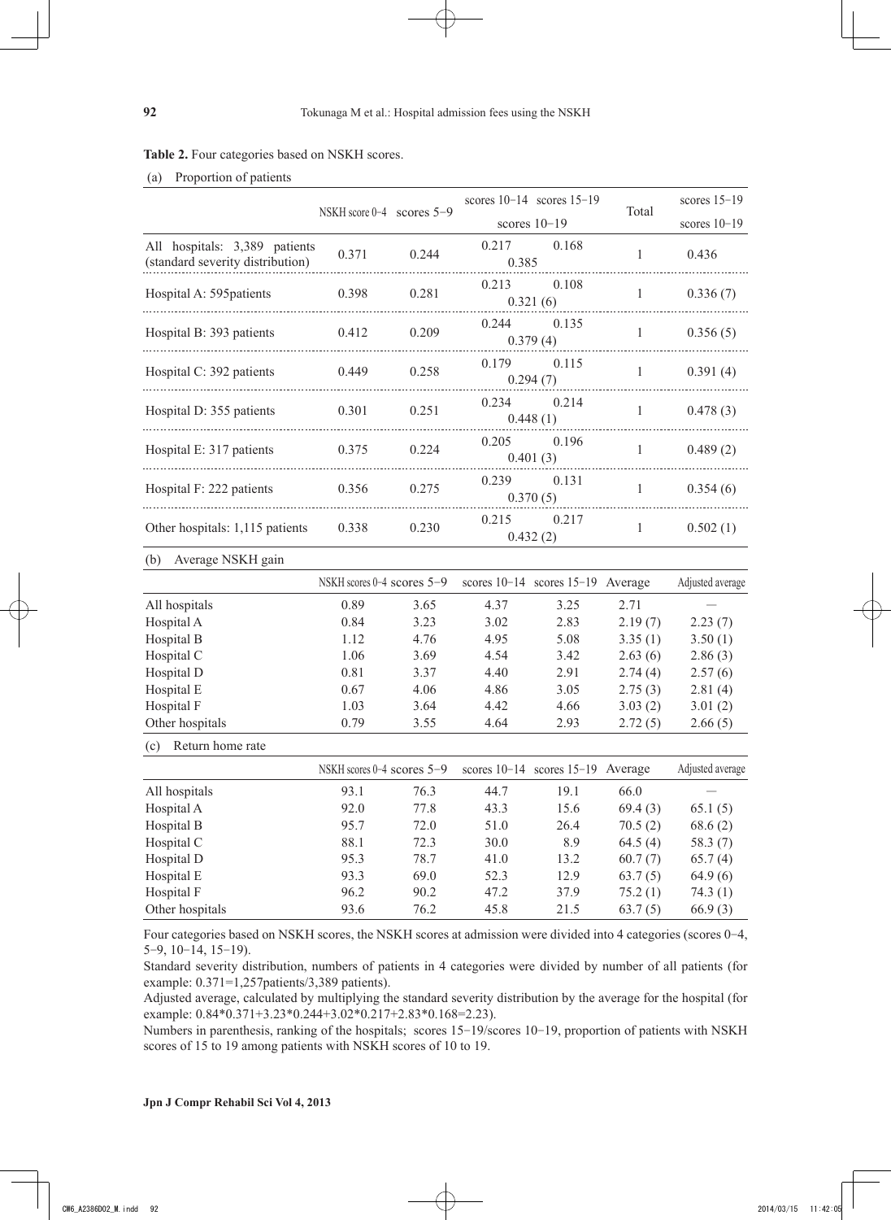**Table 2.** Four categories based on NSKH scores.

(a) Proportion of patients

| | NSKH score 0–4 | scores 5–9 | scores 10–14 | scores 15–19 | Total | scores 15–19 / scores 10–19 |
|---|---|---|---|---|---|---|
| | | | scores 10–19 | | | |
| All hospitals: 3,389 patients (standard severity distribution) | 0.371 | 0.244 | 0.217 | 0.168 | 1 | 0.436 |
| | | | 0.385 | | | |
| Hospital A: 595patients | 0.398 | 0.281 | 0.213 | 0.108 | 1 | 0.336 (7) |
| | | | 0.321 (6) | | | |
| Hospital B: 393 patients | 0.412 | 0.209 | 0.244 | 0.135 | 1 | 0.356 (5) |
| | | | 0.379 (4) | | | |
| Hospital C: 392 patients | 0.449 | 0.258 | 0.179 | 0.115 | 1 | 0.391 (4) |
| | | | 0.294 (7) | | | |
| Hospital D: 355 patients | 0.301 | 0.251 | 0.234 | 0.214 | 1 | 0.478 (3) |
| | | | 0.448 (1) | | | |
| Hospital E: 317 patients | 0.375 | 0.224 | 0.205 | 0.196 | 1 | 0.489 (2) |
| | | | 0.401 (3) | | | |
| Hospital F: 222 patients | 0.356 | 0.275 | 0.239 | 0.131 | 1 | 0.354 (6) |
| | | | 0.370 (5) | | | |
| Other hospitals: 1,115 patients | 0.338 | 0.230 | 0.215 | 0.217 | 1 | 0.502 (1) |
| | | | 0.432 (2) | | | |

(b) Average NSKH gain

| | NSKH scores 0–4 | scores 5–9 | scores 10–14 | scores 15–19 | Average | Adjusted average |
|---|---|---|---|---|---|---|
| All hospitals | 0.89 | 3.65 | 4.37 | 3.25 | 2.71 | — |
| Hospital A | 0.84 | 3.23 | 3.02 | 2.83 | 2.19 (7) | 2.23 (7) |
| Hospital B | 1.12 | 4.76 | 4.95 | 5.08 | 3.35 (1) | 3.50 (1) |
| Hospital C | 1.06 | 3.69 | 4.54 | 3.42 | 2.63 (6) | 2.86 (3) |
| Hospital D | 0.81 | 3.37 | 4.40 | 2.91 | 2.74 (4) | 2.57 (6) |
| Hospital E | 0.67 | 4.06 | 4.86 | 3.05 | 2.75 (3) | 2.81 (4) |
| Hospital F | 1.03 | 3.64 | 4.42 | 4.66 | 3.03 (2) | 3.01 (2) |
| Other hospitals | 0.79 | 3.55 | 4.64 | 2.93 | 2.72 (5) | 2.66 (5) |

(c) Return home rate

| | NSKH scores 0–4 | scores 5–9 | scores 10–14 | scores 15–19 | Average | Adjusted average |
|---|---|---|---|---|---|---|
| All hospitals | 93.1 | 76.3 | 44.7 | 19.1 | 66.0 | — |
| Hospital A | 92.0 | 77.8 | 43.3 | 15.6 | 69.4 (3) | 65.1 (5) |
| Hospital B | 95.7 | 72.0 | 51.0 | 26.4 | 70.5 (2) | 68.6 (2) |
| Hospital C | 88.1 | 72.3 | 30.0 | 8.9 | 64.5 (4) | 58.3 (7) |
| Hospital D | 95.3 | 78.7 | 41.0 | 13.2 | 60.7 (7) | 65.7 (4) |
| Hospital E | 93.3 | 69.0 | 52.3 | 12.9 | 63.7 (5) | 64.9 (6) |
| Hospital F | 96.2 | 90.2 | 47.2 | 37.9 | 75.2 (1) | 74.3 (1) |
| Other hospitals | 93.6 | 76.2 | 45.8 | 21.5 | 63.7 (5) | 66.9 (3) |

Four categories based on NSKH scores, the NSKH scores at admission were divided into 4 categories (scores 0–4, 5–9, 10–14, 15–19).

Standard severity distribution, numbers of patients in 4 categories were divided by number of all patients (for example: 0.371=1,257patients/3,389 patients).

Adjusted average, calculated by multiplying the standard severity distribution by the average for the hospital (for example: 0.84*0.371+3.23*0.244+3.02*0.217+2.83*0.168=2.23).

Numbers in parenthesis, ranking of the hospitals; scores 15–19/scores 10–19, proportion of patients with NSKH scores of 15 to 19 among patients with NSKH scores of 10 to 19.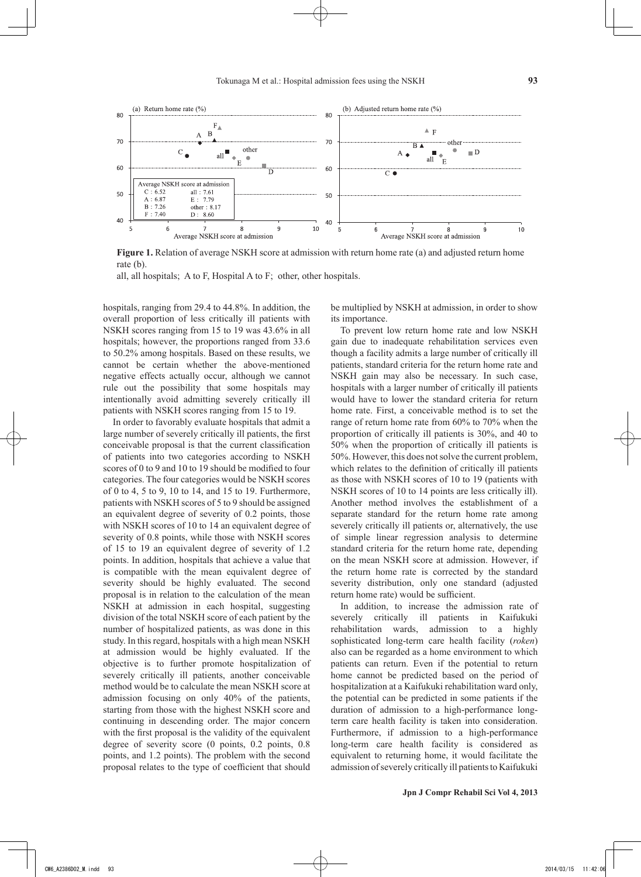Figure 1. Relation of average NSKH score at admission with return home rate (a) and adjusted return home rate (b).

all, all hospitals; A to F, Hospital A to F; other, other hospitals.

hospitals, ranging from 29.4 to 44.8%. In addition, the overall proportion of less critically ill patients with NSKH scores ranging from 15 to 19 was 43.6% in all hospitals; however, the proportions ranged from 33.6 to 50.2% among hospitals. Based on these results, we cannot be certain whether the above-mentioned negative effects actually occur, although we cannot rule out the possibility that some hospitals may intentionally avoid admitting severely critically ill patients with NSKH scores ranging from 15 to 19.

In order to favorably evaluate hospitals that admit a large number of severely critically ill patients, the first conceivable proposal is that the current classification of patients into two categories according to NSKH scores of 0 to 9 and 10 to 19 should be modified to four categories. The four categories would be NSKH scores of 0 to 4, 5 to 9, 10 to 14, and 15 to 19. Furthermore, patients with NSKH scores of 5 to 9 should be assigned an equivalent degree of severity of 0.2 points, those with NSKH scores of 10 to 14 an equivalent degree of severity of 0.8 points, while those with NSKH scores of 15 to 19 an equivalent degree of severity of 1.2 points. In addition, hospitals that achieve a value that is compatible with the mean equivalent degree of severity should be highly evaluated. The second proposal is in relation to the calculation of the mean NSKH at admission in each hospital, suggesting division of the total NSKH score of each patient by the number of hospitalized patients, as was done in this study. In this regard, hospitals with a high mean NSKH at admission would be highly evaluated. If the objective is to further promote hospitalization of severely critically ill patients, another conceivable method would be to calculate the mean NSKH score at admission focusing on only 40% of the patients, starting from those with the highest NSKH score and continuing in descending order. The major concern with the first proposal is the validity of the equivalent degree of severity score (0 points, 0.2 points, 0.8 points, and 1.2 points). The problem with the second proposal relates to the type of coefficient that should be multiplied by NSKH at admission, in order to show its importance.

To prevent low return home rate and low NSKH gain due to inadequate rehabilitation services even though a facility admits a large number of critically ill patients, standard criteria for the return home rate and NSKH gain may also be necessary. In such case, hospitals with a larger number of critically ill patients would have to lower the standard criteria for return home rate. First, a conceivable method is to set the range of return home rate from 60% to 70% when the proportion of critically ill patients is 30%, and 40 to 50% when the proportion of critically ill patients is 50%. However, this does not solve the current problem, which relates to the definition of critically ill patients as those with NSKH scores of 10 to 19 (patients with NSKH scores of 10 to 14 points are less critically ill). Another method involves the establishment of a separate standard for the return home rate among severely critically ill patients or, alternatively, the use of simple linear regression analysis to determine standard criteria for the return home rate, depending on the mean NSKH score at admission. However, if the return home rate is corrected by the standard severity distribution, only one standard (adjusted return home rate) would be sufficient.

In addition, to increase the admission rate of severely critically ill patients in Kaifukuki rehabilitation wards, admission to a highly sophisticated long-term care health facility (*roken*) also can be regarded as a home environment to which patients can return. Even if the potential to return home cannot be predicted based on the period of hospitalization at a Kaifukuki rehabilitation ward only, the potential can be predicted in some patients if the duration of admission to a high-performance long-term care health facility is taken into consideration. Furthermore, if admission to a high-performance long-term care health facility is considered as equivalent to returning home, it would facilitate the admission of severely critically ill patients to Kaifukuki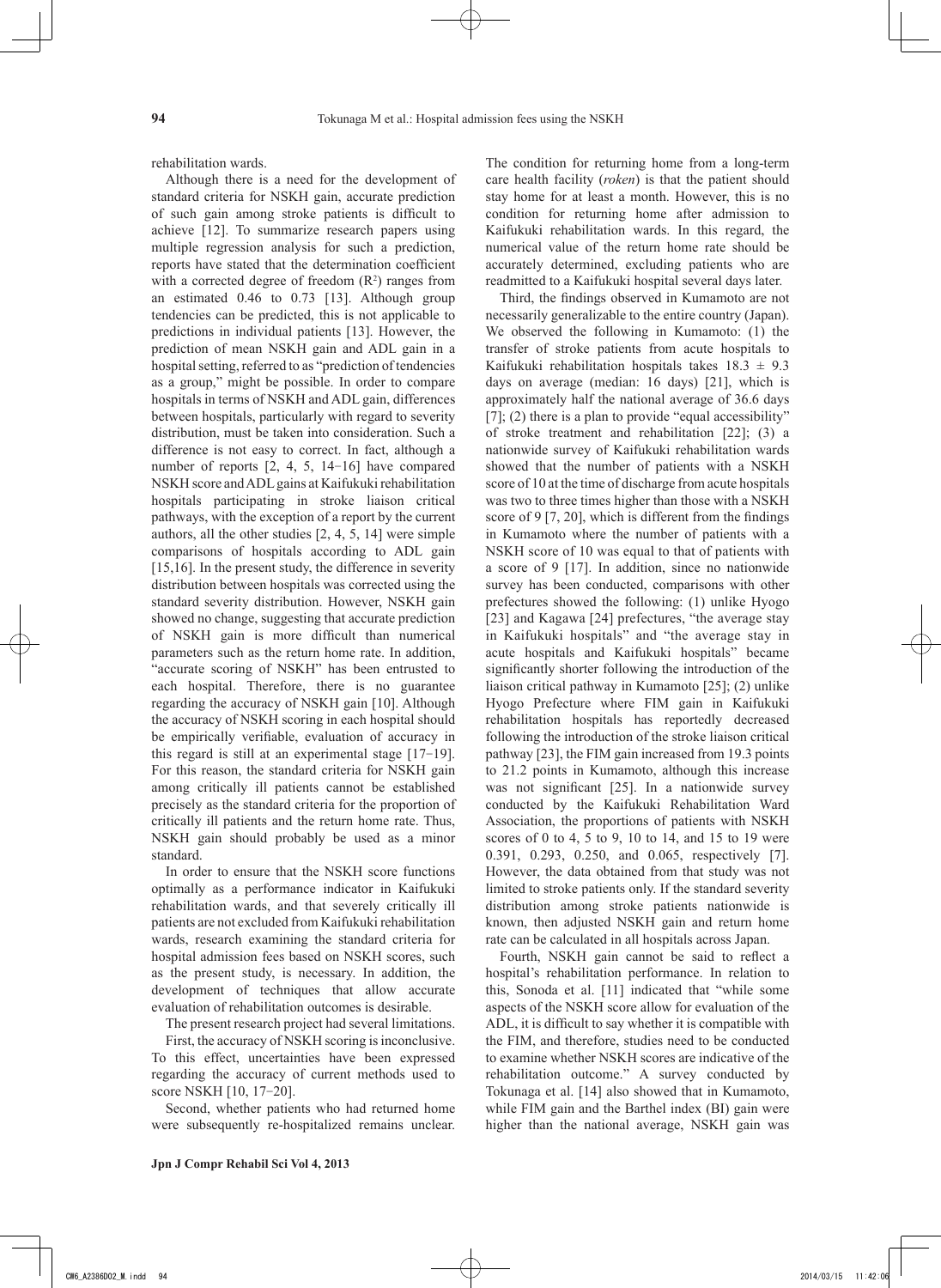rehabilitation wards.

Although there is a need for the development of standard criteria for NSKH gain, accurate prediction of such gain among stroke patients is difficult to achieve [12]. To summarize research papers using multiple regression analysis for such a prediction, reports have stated that the determination coefficient with a corrected degree of freedom ($R^2$) ranges from an estimated 0.46 to 0.73 [13]. Although group tendencies can be predicted, this is not applicable to predictions in individual patients [13]. However, the prediction of mean NSKH gain and ADL gain in a hospital setting, referred to as "prediction of tendencies as a group," might be possible. In order to compare hospitals in terms of NSKH and ADL gain, differences between hospitals, particularly with regard to severity distribution, must be taken into consideration. Such a difference is not easy to correct. In fact, although a number of reports [2, 4, 5, 14−16] have compared NSKH score and ADL gains at Kaifukuki rehabilitation hospitals participating in stroke liaison critical pathways, with the exception of a report by the current authors, all the other studies [2, 4, 5, 14] were simple comparisons of hospitals according to ADL gain [15,16]. In the present study, the difference in severity distribution between hospitals was corrected using the standard severity distribution. However, NSKH gain showed no change, suggesting that accurate prediction of NSKH gain is more difficult than numerical parameters such as the return home rate. In addition, "accurate scoring of NSKH" has been entrusted to each hospital. Therefore, there is no guarantee regarding the accuracy of NSKH gain [10]. Although the accuracy of NSKH scoring in each hospital should be empirically verifiable, evaluation of accuracy in this regard is still at an experimental stage [17−19]. For this reason, the standard criteria for NSKH gain among critically ill patients cannot be established precisely as the standard criteria for the proportion of critically ill patients and the return home rate. Thus, NSKH gain should probably be used as a minor standard.

In order to ensure that the NSKH score functions optimally as a performance indicator in Kaifukuki rehabilitation wards, and that severely critically ill patients are not excluded from Kaifukuki rehabilitation wards, research examining the standard criteria for hospital admission fees based on NSKH scores, such as the present study, is necessary. In addition, the development of techniques that allow accurate evaluation of rehabilitation outcomes is desirable.

The present research project had several limitations.

First, the accuracy of NSKH scoring is inconclusive. To this effect, uncertainties have been expressed regarding the accuracy of current methods used to score NSKH [10, 17−20].

Second, whether patients who had returned home were subsequently re-hospitalized remains unclear. The condition for returning home from a long-term care health facility (*roken*) is that the patient should stay home for at least a month. However, this is no condition for returning home after admission to Kaifukuki rehabilitation wards. In this regard, the numerical value of the return home rate should be accurately determined, excluding patients who are readmitted to a Kaifukuki hospital several days later.

Third, the findings observed in Kumamoto are not necessarily generalizable to the entire country (Japan). We observed the following in Kumamoto: (1) the transfer of stroke patients from acute hospitals to Kaifukuki rehabilitation hospitals takes $18.3 \pm 9.3$ days on average (median: 16 days) [21], which is approximately half the national average of 36.6 days [7]; (2) there is a plan to provide "equal accessibility" of stroke treatment and rehabilitation [22]; (3) a nationwide survey of Kaifukuki rehabilitation wards showed that the number of patients with a NSKH score of 10 at the time of discharge from acute hospitals was two to three times higher than those with a NSKH score of 9 [7, 20], which is different from the findings in Kumamoto where the number of patients with a NSKH score of 10 was equal to that of patients with a score of 9 [17]. In addition, since no nationwide survey has been conducted, comparisons with other prefectures showed the following: (1) unlike Hyogo [23] and Kagawa [24] prefectures, "the average stay in Kaifukuki hospitals" and "the average stay in acute hospitals and Kaifukuki hospitals" became significantly shorter following the introduction of the liaison critical pathway in Kumamoto [25]; (2) unlike Hyogo Prefecture where FIM gain in Kaifukuki rehabilitation hospitals has reportedly decreased following the introduction of the stroke liaison critical pathway [23], the FIM gain increased from 19.3 points to 21.2 points in Kumamoto, although this increase was not significant [25]. In a nationwide survey conducted by the Kaifukuki Rehabilitation Ward Association, the proportions of patients with NSKH scores of 0 to 4, 5 to 9, 10 to 14, and 15 to 19 were 0.391, 0.293, 0.250, and 0.065, respectively [7]. However, the data obtained from that study was not limited to stroke patients only. If the standard severity distribution among stroke patients nationwide is known, then adjusted NSKH gain and return home rate can be calculated in all hospitals across Japan.

Fourth, NSKH gain cannot be said to reflect a hospital's rehabilitation performance. In relation to this, Sonoda et al. [11] indicated that "while some aspects of the NSKH score allow for evaluation of the ADL, it is difficult to say whether it is compatible with the FIM, and therefore, studies need to be conducted to examine whether NSKH scores are indicative of the rehabilitation outcome." A survey conducted by Tokunaga et al. [14] also showed that in Kumamoto, while FIM gain and the Barthel index (BI) gain were higher than the national average, NSKH gain was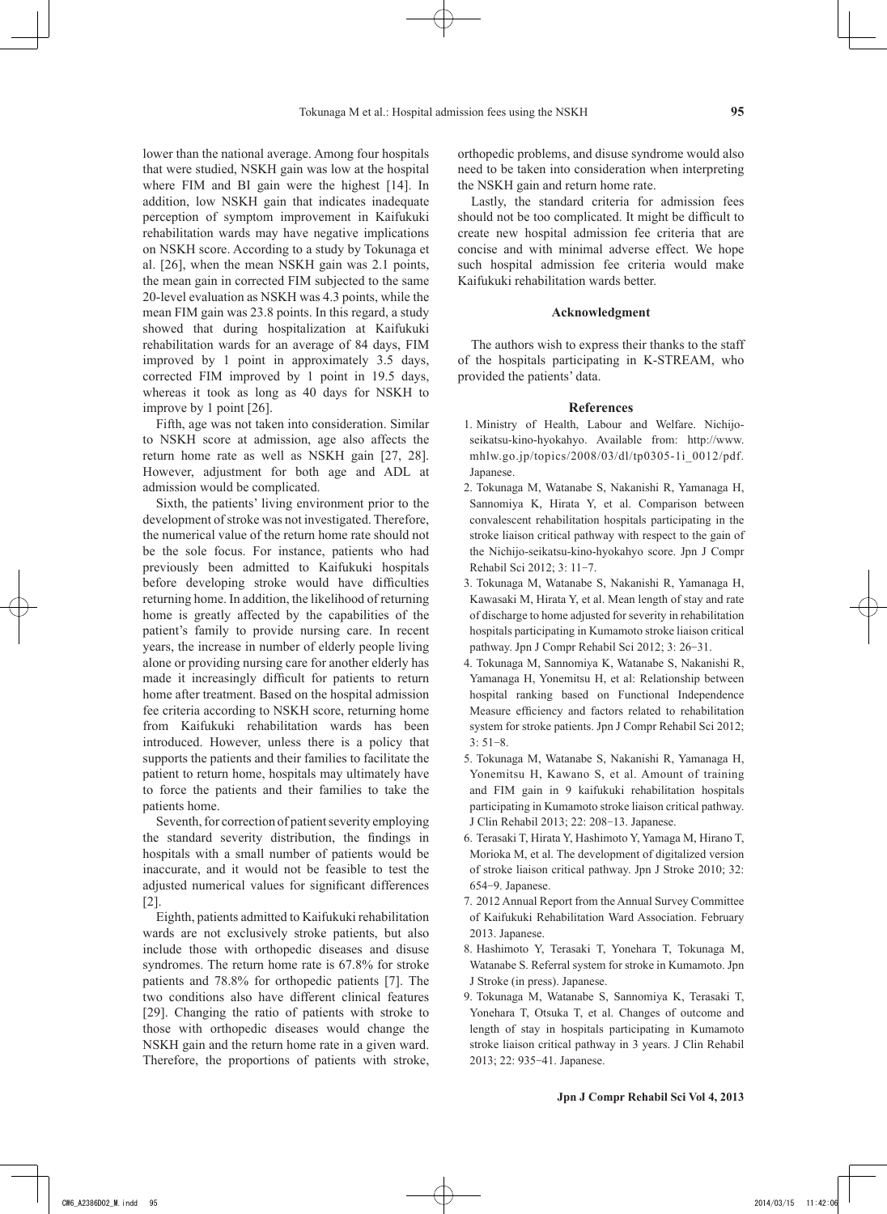lower than the national average. Among four hospitals that were studied, NSKH gain was low at the hospital where FIM and BI gain were the highest [14]. In addition, low NSKH gain that indicates inadequate perception of symptom improvement in Kaifukuki rehabilitation wards may have negative implications on NSKH score. According to a study by Tokunaga et al. [26], when the mean NSKH gain was 2.1 points, the mean gain in corrected FIM subjected to the same 20-level evaluation as NSKH was 4.3 points, while the mean FIM gain was 23.8 points. In this regard, a study showed that during hospitalization at Kaifukuki rehabilitation wards for an average of 84 days, FIM improved by 1 point in approximately 3.5 days, corrected FIM improved by 1 point in 19.5 days, whereas it took as long as 40 days for NSKH to improve by 1 point [26].

Fifth, age was not taken into consideration. Similar to NSKH score at admission, age also affects the return home rate as well as NSKH gain [27, 28]. However, adjustment for both age and ADL at admission would be complicated.

Sixth, the patients' living environment prior to the development of stroke was not investigated. Therefore, the numerical value of the return home rate should not be the sole focus. For instance, patients who had previously been admitted to Kaifukuki hospitals before developing stroke would have difficulties returning home. In addition, the likelihood of returning home is greatly affected by the capabilities of the patient's family to provide nursing care. In recent years, the increase in number of elderly people living alone or providing nursing care for another elderly has made it increasingly difficult for patients to return home after treatment. Based on the hospital admission fee criteria according to NSKH score, returning home from Kaifukuki rehabilitation wards has been introduced. However, unless there is a policy that supports the patients and their families to facilitate the patient to return home, hospitals may ultimately have to force the patients and their families to take the patients home.

Seventh, for correction of patient severity employing the standard severity distribution, the findings in hospitals with a small number of patients would be inaccurate, and it would not be feasible to test the adjusted numerical values for significant differences [2].

Eighth, patients admitted to Kaifukuki rehabilitation wards are not exclusively stroke patients, but also include those with orthopedic diseases and disuse syndromes. The return home rate is 67.8% for stroke patients and 78.8% for orthopedic patients [7]. The two conditions also have different clinical features [29]. Changing the ratio of patients with stroke to those with orthopedic diseases would change the NSKH gain and the return home rate in a given ward. Therefore, the proportions of patients with stroke, orthopedic problems, and disuse syndrome would also need to be taken into consideration when interpreting the NSKH gain and return home rate.

Lastly, the standard criteria for admission fees should not be too complicated. It might be difficult to create new hospital admission fee criteria that are concise and with minimal adverse effect. We hope such hospital admission fee criteria would make Kaifukuki rehabilitation wards better.

### Acknowledgment

The authors wish to express their thanks to the staff of the hospitals participating in K-STREAM, who provided the patients' data.

### References

1. Ministry of Health, Labour and Welfare. Nichijo-seikatsu-kino-hyokahyo. Available from: http://www.mhlw.go.jp/topics/2008/03/dl/tp0305-1i_0012/pdf. Japanese.
2. Tokunaga M, Watanabe S, Nakanishi R, Yamanaga H, Sannomiya K, Hirata Y, et al. Comparison between convalescent rehabilitation hospitals participating in the stroke liaison critical pathway with respect to the gain of the Nichijo-seikatsu-kino-hyokahyo score. Jpn J Compr Rehabil Sci 2012; 3: 11−7.
3. Tokunaga M, Watanabe S, Nakanishi R, Yamanaga H, Kawasaki M, Hirata Y, et al. Mean length of stay and rate of discharge to home adjusted for severity in rehabilitation hospitals participating in Kumamoto stroke liaison critical pathway. Jpn J Compr Rehabil Sci 2012; 3: 26−31.
4. Tokunaga M, Sannomiya K, Watanabe S, Nakanishi R, Yamanaga H, Yonemitsu H, et al: Relationship between hospital ranking based on Functional Independence Measure efficiency and factors related to rehabilitation system for stroke patients. Jpn J Compr Rehabil Sci 2012; 3: 51−8.
5. Tokunaga M, Watanabe S, Nakanishi R, Yamanaga H, Yonemitsu H, Kawano S, et al. Amount of training and FIM gain in 9 kaifukuki rehabilitation hospitals participating in Kumamoto stroke liaison critical pathway. J Clin Rehabil 2013; 22: 208−13. Japanese.
6. Terasaki T, Hirata Y, Hashimoto Y, Yamaga M, Hirano T, Morioka M, et al. The development of digitalized version of stroke liaison critical pathway. Jpn J Stroke 2010; 32: 654−9. Japanese.
7. 2012 Annual Report from the Annual Survey Committee of Kaifukuki Rehabilitation Ward Association. February 2013. Japanese.
8. Hashimoto Y, Terasaki T, Yonehara T, Tokunaga M, Watanabe S. Referral system for stroke in Kumamoto. Jpn J Stroke (in press). Japanese.
9. Tokunaga M, Watanabe S, Sannomiya K, Terasaki T, Yonehara T, Otsuka T, et al. Changes of outcome and length of stay in hospitals participating in Kumamoto stroke liaison critical pathway in 3 years. J Clin Rehabil 2013; 22: 935−41. Japanese.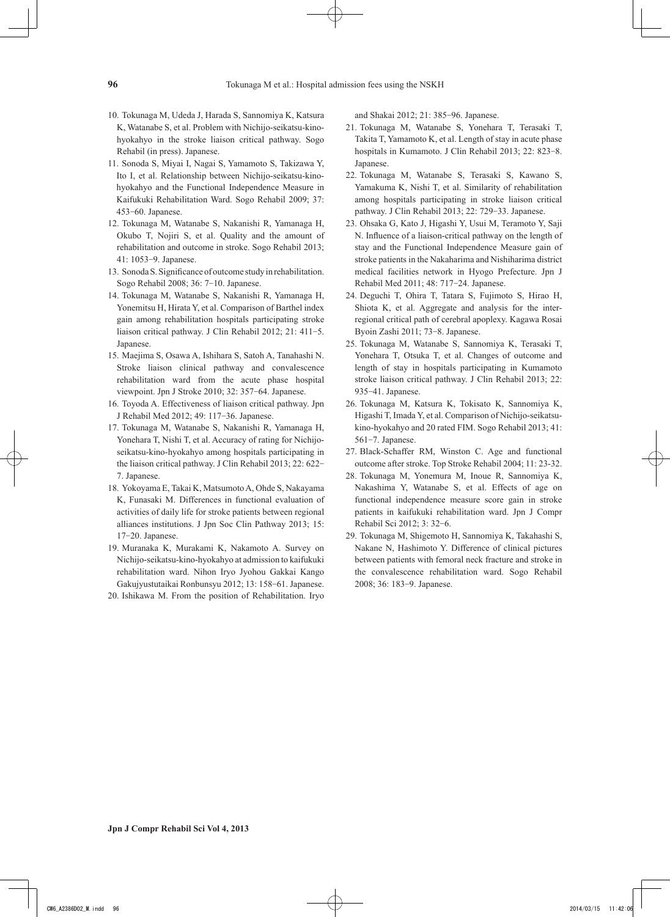10. Tokunaga M, Udeda J, Harada S, Sannomiya K, Katsura K, Watanabe S, et al. Problem with Nichijo-seikatsu-kino-hyokahyo in the stroke liaison critical pathway. Sogo Rehabil (in press). Japanese.
11. Sonoda S, Miyai I, Nagai S, Yamamoto S, Takizawa Y, Ito I, et al. Relationship between Nichijo-seikatsu-kino-hyokahyo and the Functional Independence Measure in Kaifukuki Rehabilitation Ward. Sogo Rehabil 2009; 37: 453−60. Japanese.
12. Tokunaga M, Watanabe S, Nakanishi R, Yamanaga H, Okubo T, Nojiri S, et al. Quality and the amount of rehabilitation and outcome in stroke. Sogo Rehabil 2013; 41: 1053−9. Japanese.
13. Sonoda S. Significance of outcome study in rehabilitation. Sogo Rehabil 2008; 36: 7−10. Japanese.
14. Tokunaga M, Watanabe S, Nakanishi R, Yamanaga H, Yonemitsu H, Hirata Y, et al. Comparison of Barthel index gain among rehabilitation hospitals participating stroke liaison critical pathway. J Clin Rehabil 2012; 21: 411−5. Japanese.
15. Maejima S, Osawa A, Ishihara S, Satoh A, Tanahashi N. Stroke liaison clinical pathway and convalescence rehabilitation ward from the acute phase hospital viewpoint. Jpn J Stroke 2010; 32: 357−64. Japanese.
16. Toyoda A. Effectiveness of liaison critical pathway. Jpn J Rehabil Med 2012; 49: 117−36. Japanese.
17. Tokunaga M, Watanabe S, Nakanishi R, Yamanaga H, Yonehara T, Nishi T, et al. Accuracy of rating for Nichijo-seikatsu-kino-hyokahyo among hospitals participating in the liaison critical pathway. J Clin Rehabil 2013; 22: 622−7. Japanese.
18. Yokoyama E, Takai K, Matsumoto A, Ohde S, Nakayama K, Funasaki M. Differences in functional evaluation of activities of daily life for stroke patients between regional alliances institutions. J Jpn Soc Clin Pathway 2013; 15: 17−20. Japanese.
19. Muranaka K, Murakami K, Nakamoto A. Survey on Nichijo-seikatsu-kino-hyokahyo at admission to kaifukuki rehabilitation ward. Nihon Iryo Jyohou Gakkai Kango Gakujyustutaikai Ronbunsyu 2012; 13: 158−61. Japanese.
20. Ishikawa M. From the position of Rehabilitation. Iryo and Shakai 2012; 21: 385−96. Japanese.
21. Tokunaga M, Watanabe S, Yonehara T, Terasaki T, Takita T, Yamamoto K, et al. Length of stay in acute phase hospitals in Kumamoto. J Clin Rehabil 2013; 22: 823−8. Japanese.
22. Tokunaga M, Watanabe S, Terasaki S, Kawano S, Yamakuma K, Nishi T, et al. Similarity of rehabilitation among hospitals participating in stroke liaison critical pathway. J Clin Rehabil 2013; 22: 729−33. Japanese.
23. Ohsaka G, Kato J, Higashi Y, Usui M, Teramoto Y, Saji N. Influence of a liaison-critical pathway on the length of stay and the Functional Independence Measure gain of stroke patients in the Nakaharima and Nishiharima district medical facilities network in Hyogo Prefecture. Jpn J Rehabil Med 2011; 48: 717−24. Japanese.
24. Deguchi T, Ohira T, Tatara S, Fujimoto S, Hirao H, Shiota K, et al. Aggregate and analysis for the inter-regional critical path of cerebral apoplexy. Kagawa Rosai Byoin Zashi 2011; 73−8. Japanese.
25. Tokunaga M, Watanabe S, Sannomiya K, Terasaki T, Yonehara T, Otsuka T, et al. Changes of outcome and length of stay in hospitals participating in Kumamoto stroke liaison critical pathway. J Clin Rehabil 2013; 22: 935−41. Japanese.
26. Tokunaga M, Katsura K, Tokisato K, Sannomiya K, Higashi T, Imada Y, et al. Comparison of Nichijo-seikatsu-kino-hyokahyo and 20 rated FIM. Sogo Rehabil 2013; 41: 561−7. Japanese.
27. Black-Schaffer RM, Winston C. Age and functional outcome after stroke. Top Stroke Rehabil 2004; 11: 23-32.
28. Tokunaga M, Yonemura M, Inoue R, Sannomiya K, Nakashima Y, Watanabe S, et al. Effects of age on functional independence measure score gain in stroke patients in kaifukuki rehabilitation ward. Jpn J Compr Rehabil Sci 2012; 3: 32−6.
29. Tokunaga M, Shigemoto H, Sannomiya K, Takahashi S, Nakane N, Hashimoto Y. Difference of clinical pictures between patients with femoral neck fracture and stroke in the convalescence rehabilitation ward. Sogo Rehabil 2008; 36: 183−9. Japanese.